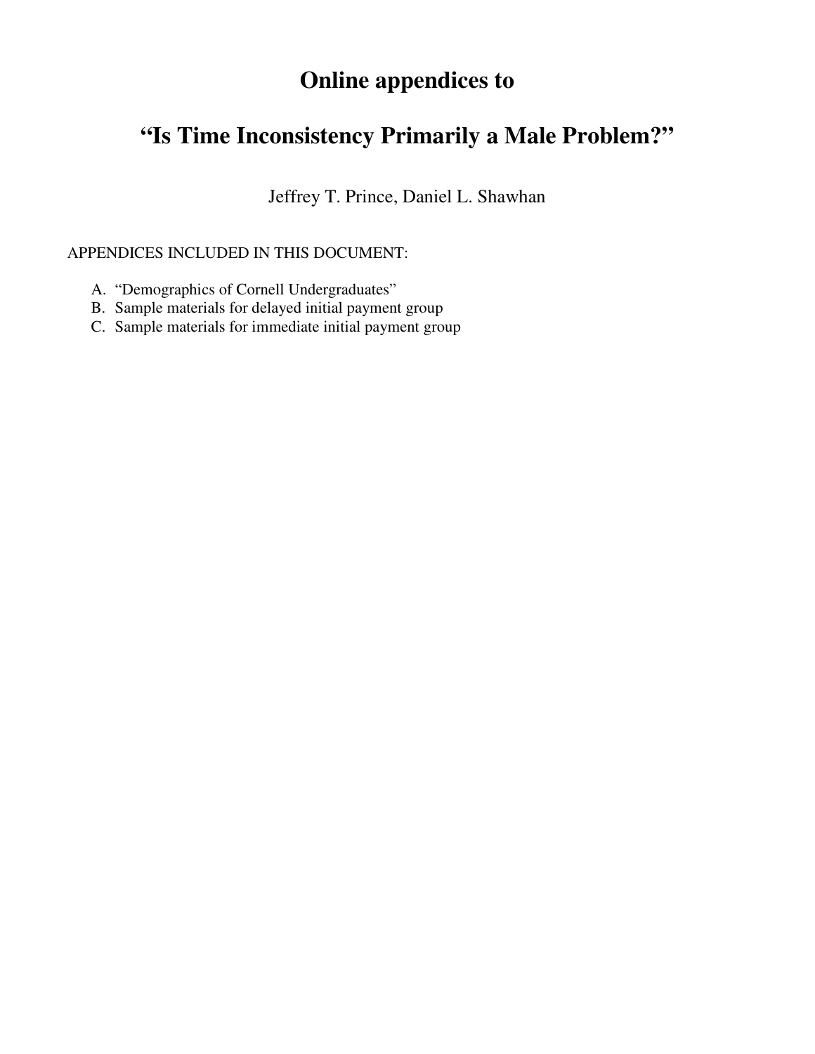# Online appendices to

# "Is Time Inconsistency Primarily a Male Problem?"

Jeffrey T. Prince, Daniel L. Shawhan

APPENDICES INCLUDED IN THIS DOCUMENT:

A. "Demographics of Cornell Undergraduates"
B. Sample materials for delayed initial payment group
C. Sample materials for immediate initial payment group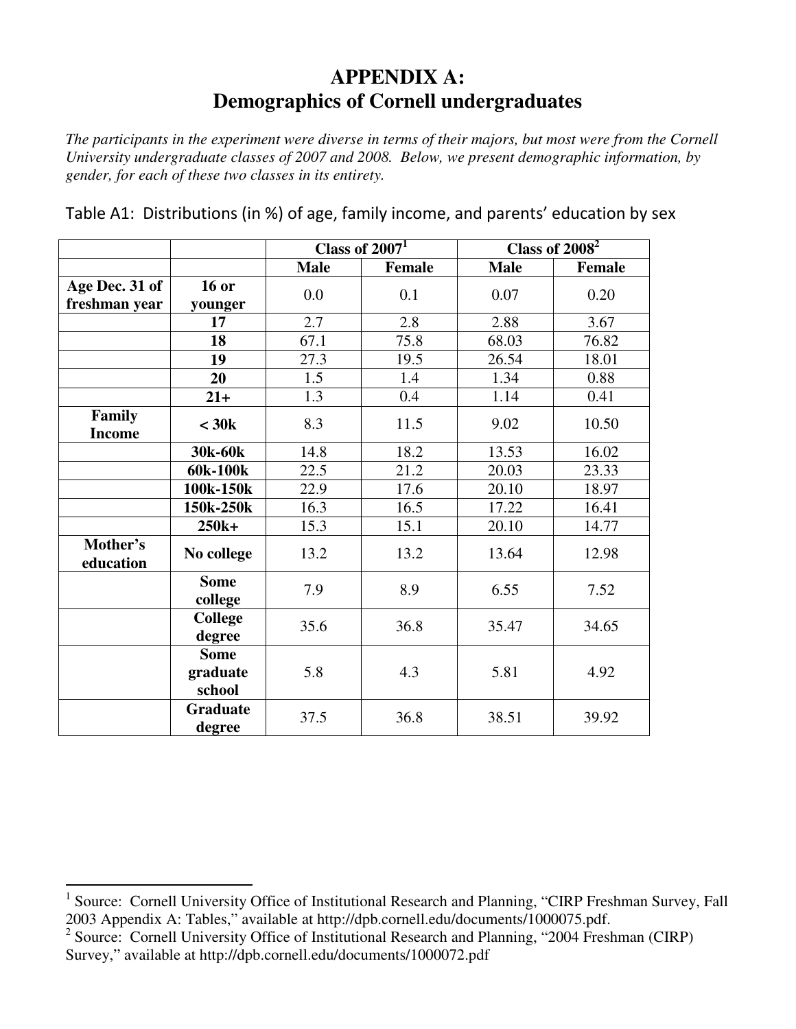# APPENDIX A:
# Demographics of Cornell undergraduates

*The participants in the experiment were diverse in terms of their majors, but most were from the Cornell University undergraduate classes of 2007 and 2008. Below, we present demographic information, by gender, for each of these two classes in its entirety.*

Table A1: Distributions (in %) of age, family income, and parents' education by sex

| | | Class of 2007[1] | | Class of 2008[2] | |
|---|---|---|---|---|---|
| | | **Male** | **Female** | **Male** | **Female** |
| **Age Dec. 31 of freshman year** | **16 or younger** | 0.0 | 0.1 | 0.07 | 0.20 |
| | **17** | 2.7 | 2.8 | 2.88 | 3.67 |
| | **18** | 67.1 | 75.8 | 68.03 | 76.82 |
| | **19** | 27.3 | 19.5 | 26.54 | 18.01 |
| | **20** | 1.5 | 1.4 | 1.34 | 0.88 |
| | **21+** | 1.3 | 0.4 | 1.14 | 0.41 |
| **Family Income** | **< 30k** | 8.3 | 11.5 | 9.02 | 10.50 |
| | **30k-60k** | 14.8 | 18.2 | 13.53 | 16.02 |
| | **60k-100k** | 22.5 | 21.2 | 20.03 | 23.33 |
| | **100k-150k** | 22.9 | 17.6 | 20.10 | 18.97 |
| | **150k-250k** | 16.3 | 16.5 | 17.22 | 16.41 |
| | **250k+** | 15.3 | 15.1 | 20.10 | 14.77 |
| **Mother's education** | **No college** | 13.2 | 13.2 | 13.64 | 12.98 |
| | **Some college** | 7.9 | 8.9 | 6.55 | 7.52 |
| | **College degree** | 35.6 | 36.8 | 35.47 | 34.65 |
| | **Some graduate school** | 5.8 | 4.3 | 5.81 | 4.92 |
| | **Graduate degree** | 37.5 | 36.8 | 38.51 | 39.92 |

[1] Source: Cornell University Office of Institutional Research and Planning, "CIRP Freshman Survey, Fall 2003 Appendix A: Tables," available at http://dpb.cornell.edu/documents/1000075.pdf.

[2] Source: Cornell University Office of Institutional Research and Planning, "2004 Freshman (CIRP) Survey," available at http://dpb.cornell.edu/documents/1000072.pdf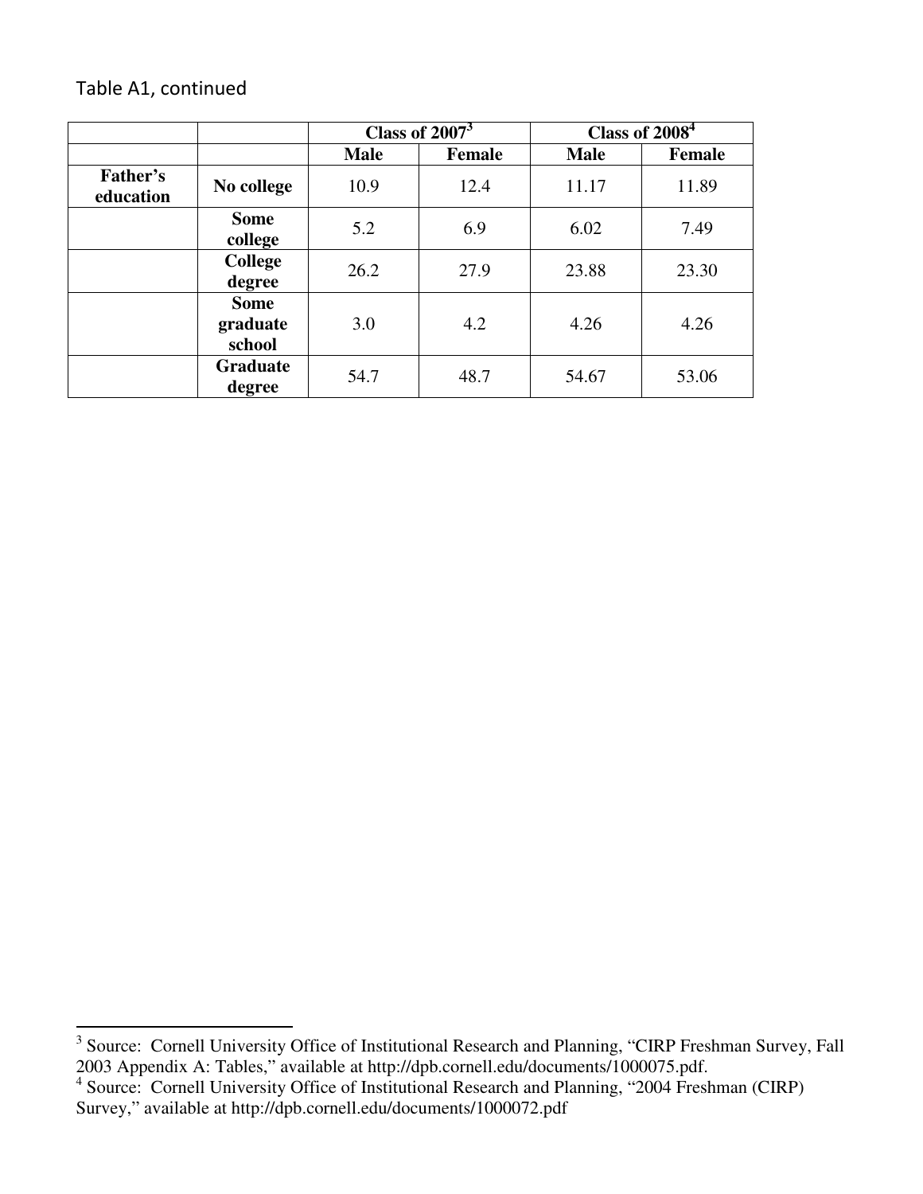Table A1, continued

| | | Class of 2007[3] | | Class of 2008[4] | |
|---|---|---|---|---|---|
| | | **Male** | **Female** | **Male** | **Female** |
| **Father's education** | **No college** | 10.9 | 12.4 | 11.17 | 11.89 |
| | **Some college** | 5.2 | 6.9 | 6.02 | 7.49 |
| | **College degree** | 26.2 | 27.9 | 23.88 | 23.30 |
| | **Some graduate school** | 3.0 | 4.2 | 4.26 | 4.26 |
| | **Graduate degree** | 54.7 | 48.7 | 54.67 | 53.06 |

[3] Source: Cornell University Office of Institutional Research and Planning, "CIRP Freshman Survey, Fall 2003 Appendix A: Tables," available at http://dpb.cornell.edu/documents/1000075.pdf.

[4] Source: Cornell University Office of Institutional Research and Planning, "2004 Freshman (CIRP) Survey," available at http://dpb.cornell.edu/documents/1000072.pdf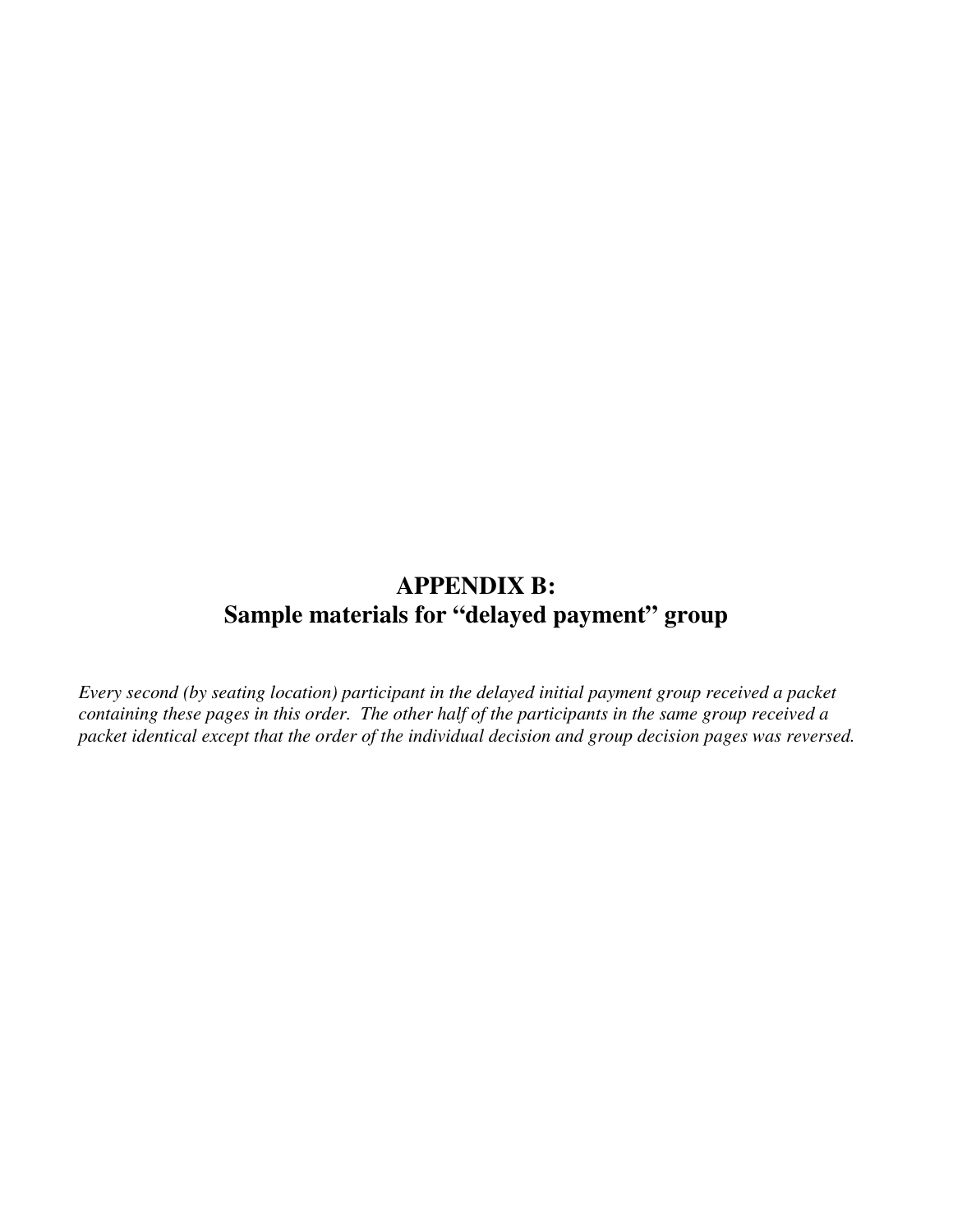# APPENDIX B: Sample materials for "delayed payment" group

*Every second (by seating location) participant in the delayed initial payment group received a packet containing these pages in this order. The other half of the participants in the same group received a packet identical except that the order of the individual decision and group decision pages was reversed.*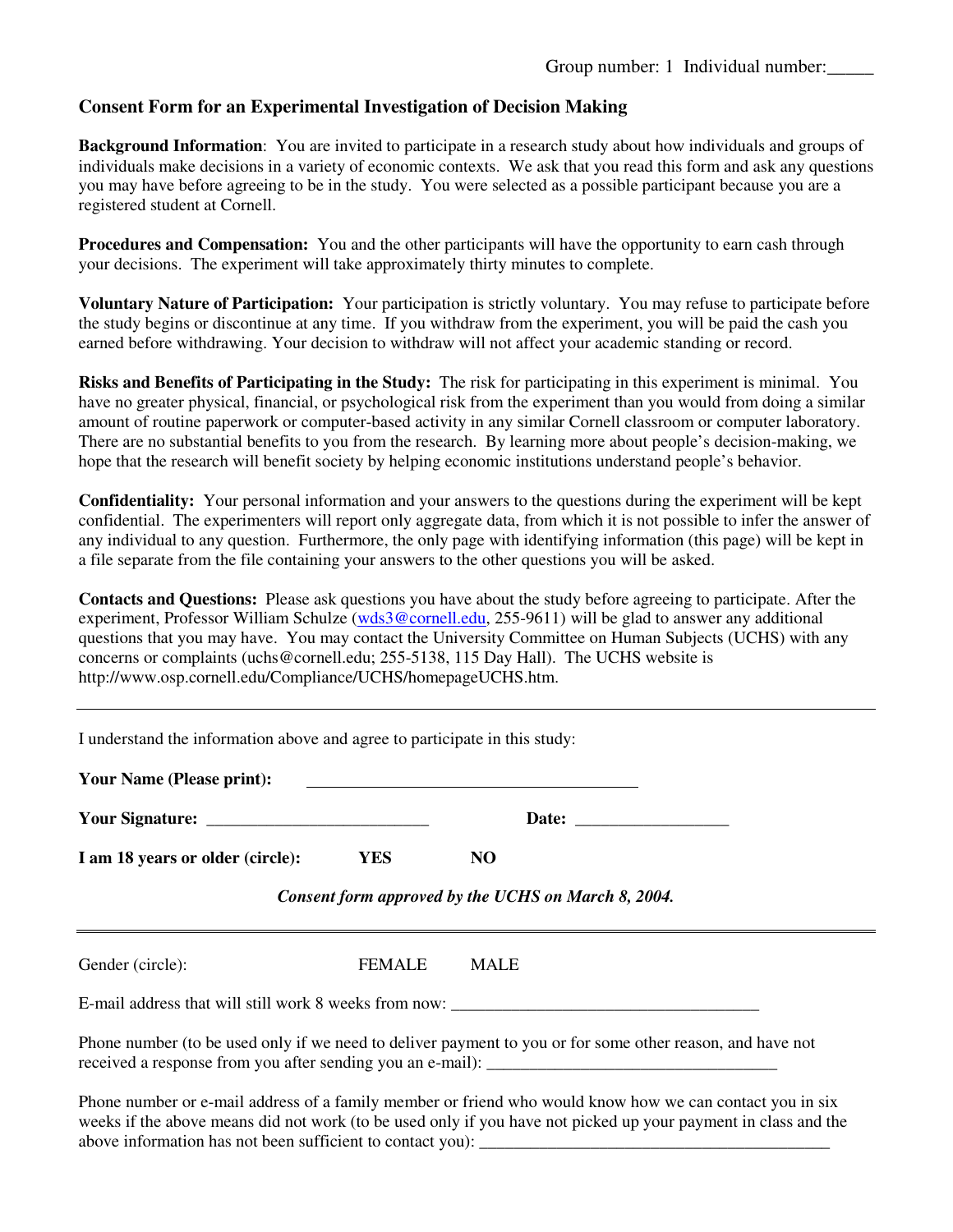Group number: 1  Individual number:_____

## Consent Form for an Experimental Investigation of Decision Making

**Background Information**: You are invited to participate in a research study about how individuals and groups of individuals make decisions in a variety of economic contexts. We ask that you read this form and ask any questions you may have before agreeing to be in the study. You were selected as a possible participant because you are a registered student at Cornell.

**Procedures and Compensation:** You and the other participants will have the opportunity to earn cash through your decisions. The experiment will take approximately thirty minutes to complete.

**Voluntary Nature of Participation:** Your participation is strictly voluntary. You may refuse to participate before the study begins or discontinue at any time. If you withdraw from the experiment, you will be paid the cash you earned before withdrawing. Your decision to withdraw will not affect your academic standing or record.

**Risks and Benefits of Participating in the Study:** The risk for participating in this experiment is minimal. You have no greater physical, financial, or psychological risk from the experiment than you would from doing a similar amount of routine paperwork or computer-based activity in any similar Cornell classroom or computer laboratory. There are no substantial benefits to you from the research. By learning more about people's decision-making, we hope that the research will benefit society by helping economic institutions understand people's behavior.

**Confidentiality:** Your personal information and your answers to the questions during the experiment will be kept confidential. The experimenters will report only aggregate data, from which it is not possible to infer the answer of any individual to any question. Furthermore, the only page with identifying information (this page) will be kept in a file separate from the file containing your answers to the other questions you will be asked.

**Contacts and Questions:** Please ask questions you have about the study before agreeing to participate. After the experiment, Professor William Schulze (wds3@cornell.edu, 255-9611) will be glad to answer any additional questions that you may have. You may contact the University Committee on Human Subjects (UCHS) with any concerns or complaints (uchs@cornell.edu; 255-5138, 115 Day Hall). The UCHS website is http://www.osp.cornell.edu/Compliance/UCHS/homepageUCHS.htm.

---

I understand the information above and agree to participate in this study:

**Your Name (Please print):** ________________________________________

**Your Signature:** __________________________   **Date:** __________________

**I am 18 years or older (circle):**   **YES**   **NO**

*Consent form approved by the UCHS on March 8, 2004.*

---

Gender (circle):   FEMALE   MALE

E-mail address that will still work 8 weeks from now: ____________________________________

Phone number (to be used only if we need to deliver payment to you or for some other reason, and have not received a response from you after sending you an e-mail): ___________________________________

Phone number or e-mail address of a family member or friend who would know how we can contact you in six weeks if the above means did not work (to be used only if you have not picked up your payment in class and the above information has not been sufficient to contact you): __________________________________________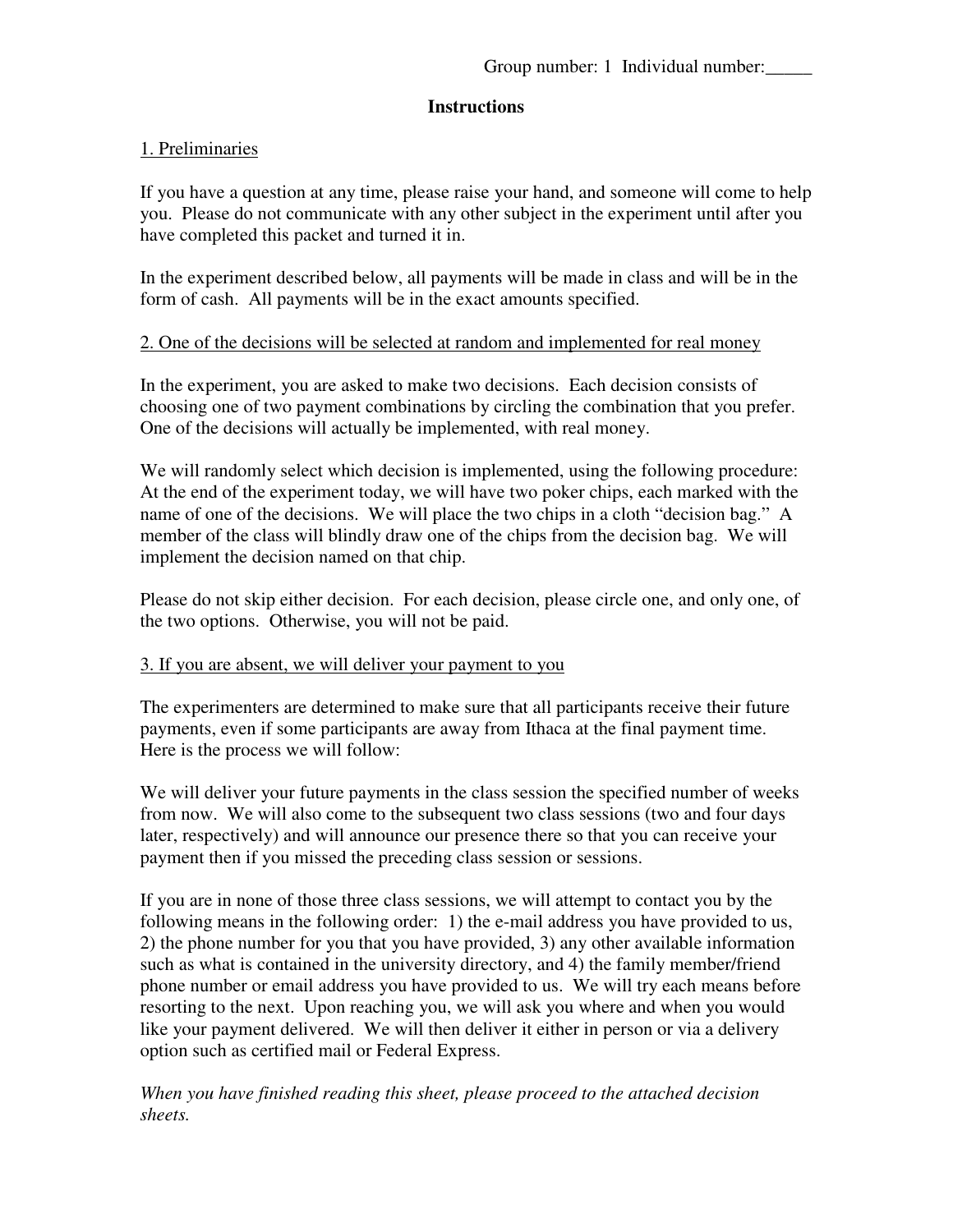Group number: 1 Individual number:_____

## Instructions

### 1. Preliminaries

If you have a question at any time, please raise your hand, and someone will come to help you. Please do not communicate with any other subject in the experiment until after you have completed this packet and turned it in.

In the experiment described below, all payments will be made in class and will be in the form of cash. All payments will be in the exact amounts specified.

### 2. One of the decisions will be selected at random and implemented for real money

In the experiment, you are asked to make two decisions. Each decision consists of choosing one of two payment combinations by circling the combination that you prefer. One of the decisions will actually be implemented, with real money.

We will randomly select which decision is implemented, using the following procedure: At the end of the experiment today, we will have two poker chips, each marked with the name of one of the decisions. We will place the two chips in a cloth "decision bag." A member of the class will blindly draw one of the chips from the decision bag. We will implement the decision named on that chip.

Please do not skip either decision. For each decision, please circle one, and only one, of the two options. Otherwise, you will not be paid.

### 3. If you are absent, we will deliver your payment to you

The experimenters are determined to make sure that all participants receive their future payments, even if some participants are away from Ithaca at the final payment time. Here is the process we will follow:

We will deliver your future payments in the class session the specified number of weeks from now. We will also come to the subsequent two class sessions (two and four days later, respectively) and will announce our presence there so that you can receive your payment then if you missed the preceding class session or sessions.

If you are in none of those three class sessions, we will attempt to contact you by the following means in the following order: 1) the e-mail address you have provided to us, 2) the phone number for you that you have provided, 3) any other available information such as what is contained in the university directory, and 4) the family member/friend phone number or email address you have provided to us. We will try each means before resorting to the next. Upon reaching you, we will ask you where and when you would like your payment delivered. We will then deliver it either in person or via a delivery option such as certified mail or Federal Express.

*When you have finished reading this sheet, please proceed to the attached decision sheets.*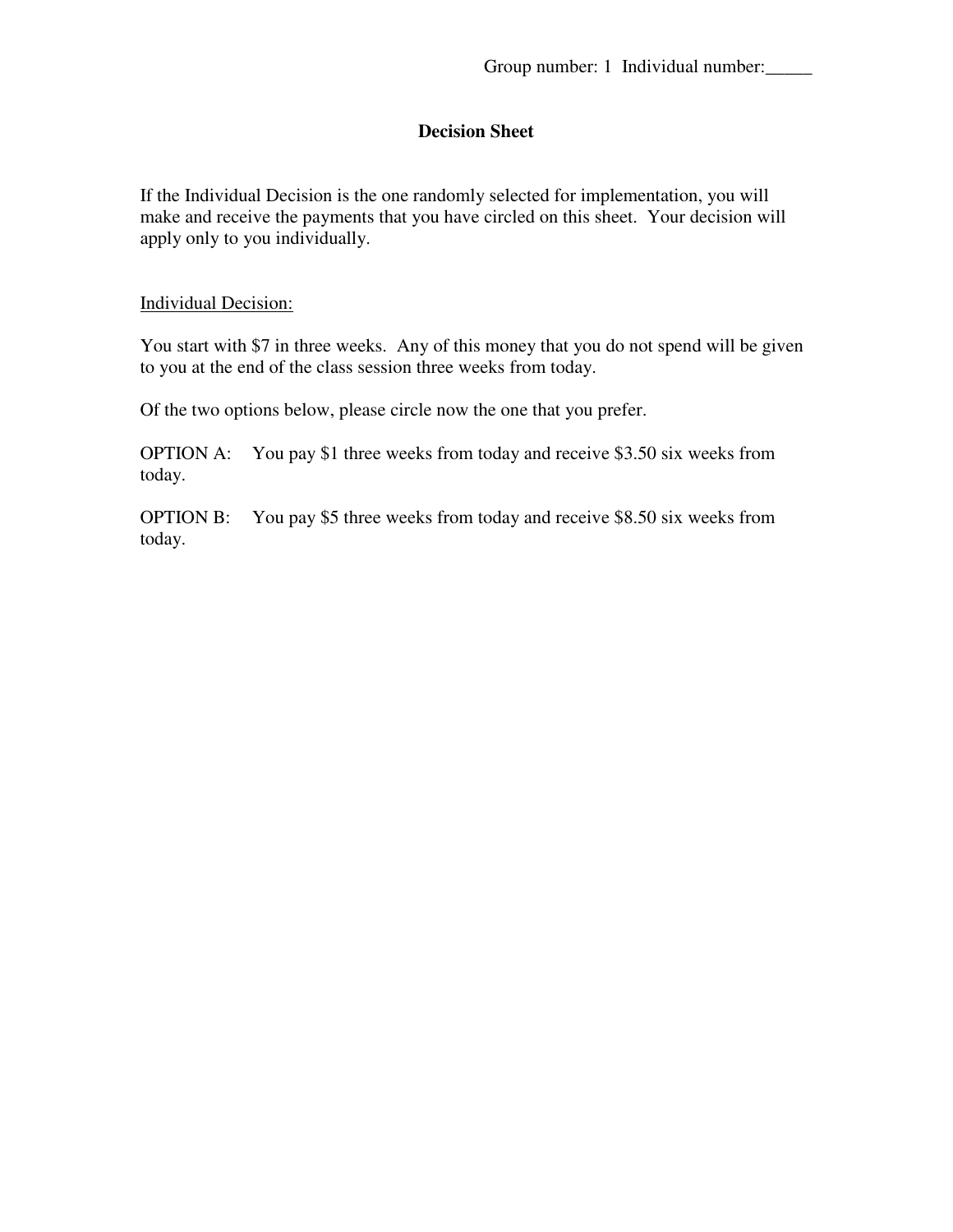Group number: 1 Individual number:_____

**Decision Sheet**

If the Individual Decision is the one randomly selected for implementation, you will make and receive the payments that you have circled on this sheet. Your decision will apply only to you individually.

Individual Decision:

You start with $7 in three weeks. Any of this money that you do not spend will be given to you at the end of the class session three weeks from today.

Of the two options below, please circle now the one that you prefer.

OPTION A: You pay $1 three weeks from today and receive $3.50 six weeks from today.

OPTION B: You pay $5 three weeks from today and receive $8.50 six weeks from today.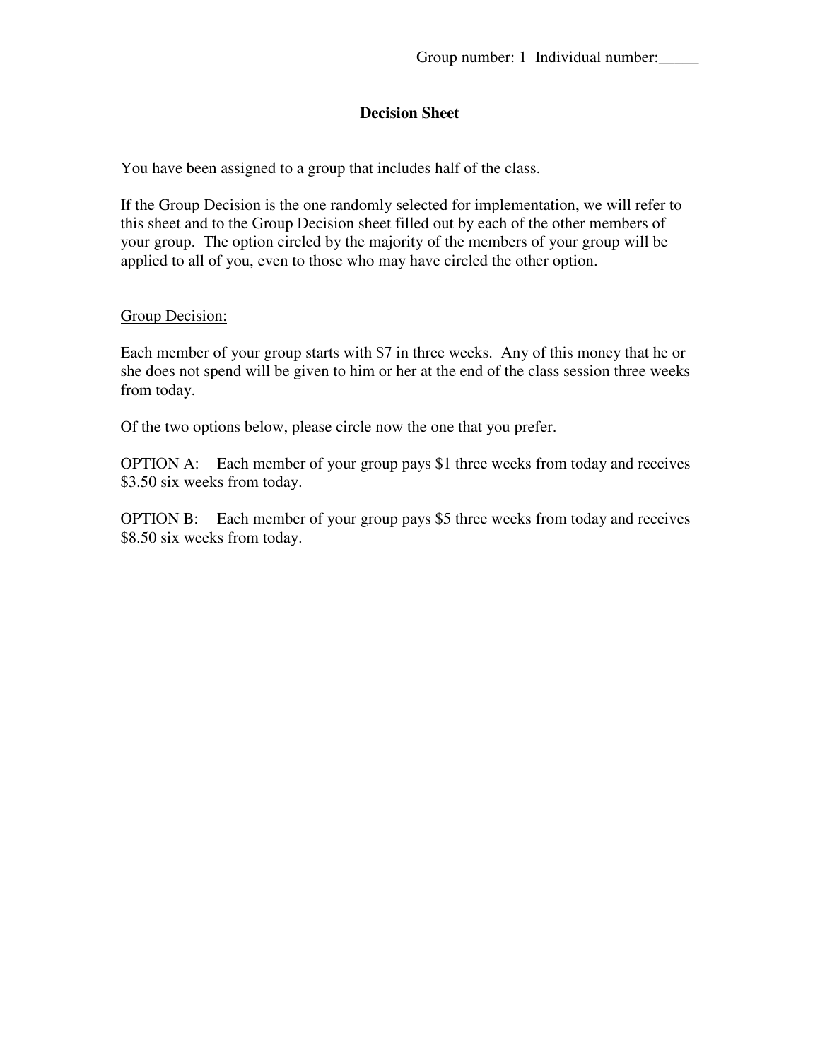Group number: 1  Individual number:_____

**Decision Sheet**

You have been assigned to a group that includes half of the class.

If the Group Decision is the one randomly selected for implementation, we will refer to this sheet and to the Group Decision sheet filled out by each of the other members of your group. The option circled by the majority of the members of your group will be applied to all of you, even to those who may have circled the other option.

Group Decision:

Each member of your group starts with $7 in three weeks. Any of this money that he or she does not spend will be given to him or her at the end of the class session three weeks from today.

Of the two options below, please circle now the one that you prefer.

OPTION A: Each member of your group pays $1 three weeks from today and receives $3.50 six weeks from today.

OPTION B: Each member of your group pays $5 three weeks from today and receives $8.50 six weeks from today.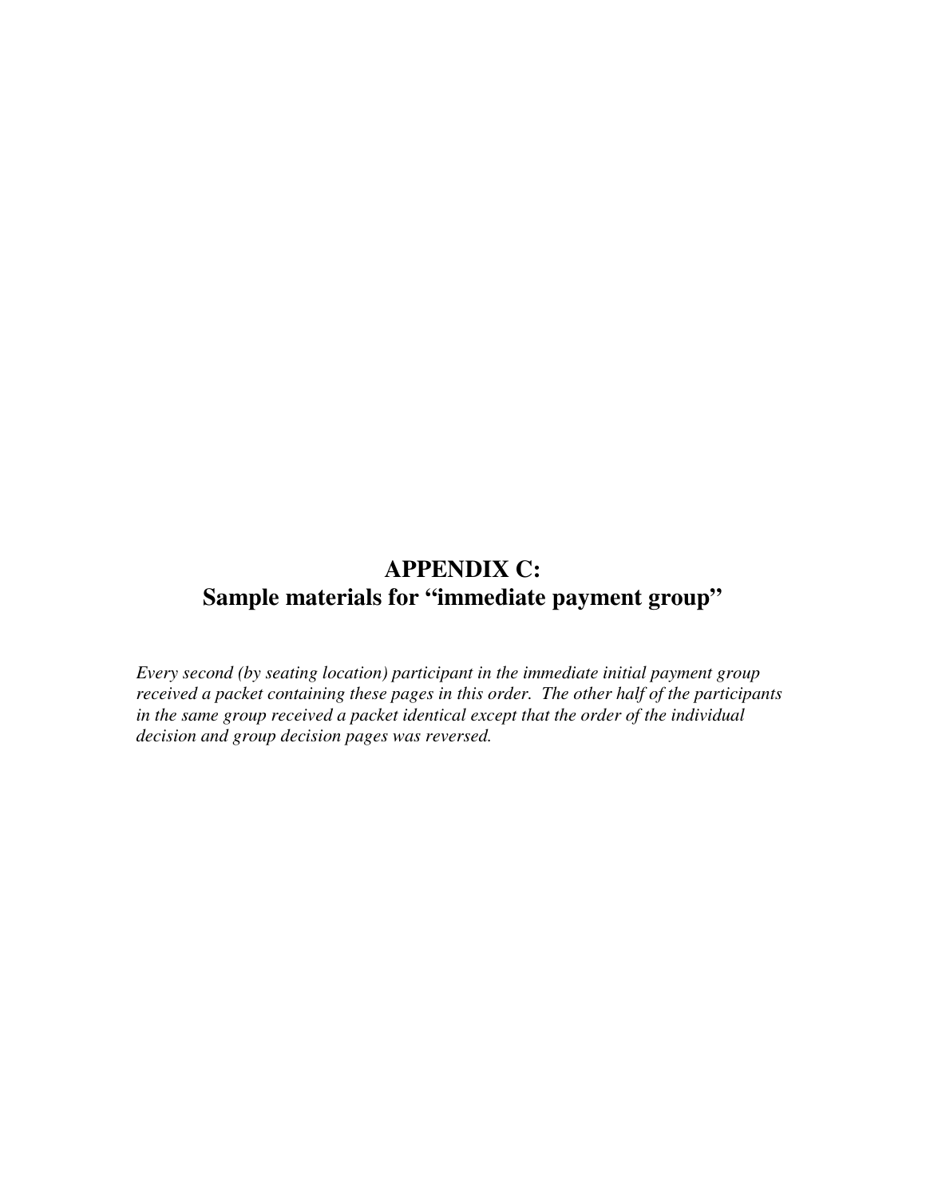# APPENDIX C: Sample materials for "immediate payment group"

*Every second (by seating location) participant in the immediate initial payment group received a packet containing these pages in this order. The other half of the participants in the same group received a packet identical except that the order of the individual decision and group decision pages was reversed.*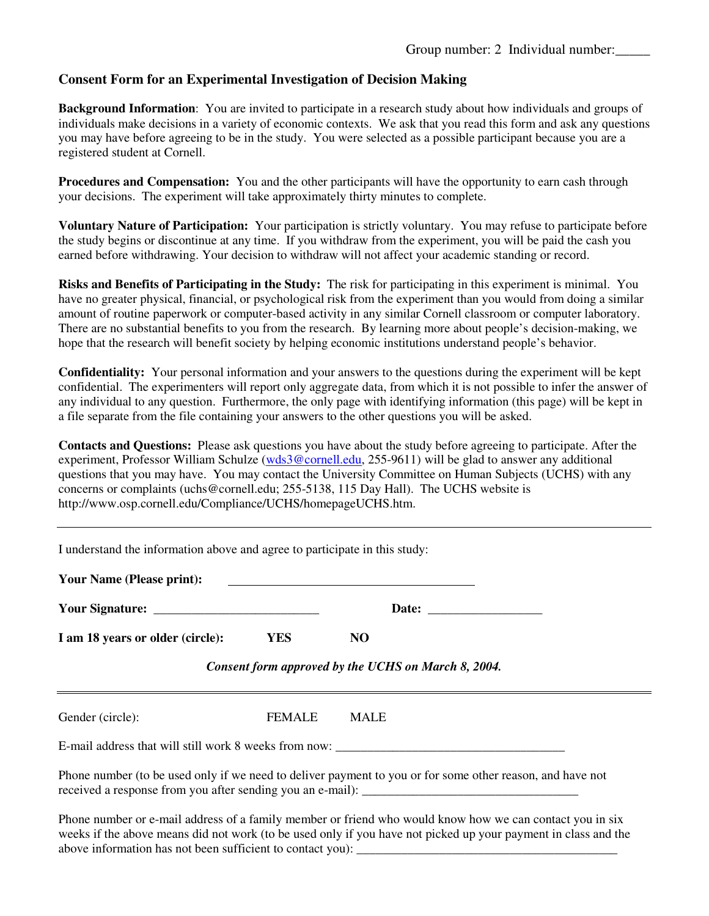Group number: 2 Individual number:_____

## Consent Form for an Experimental Investigation of Decision Making

**Background Information**: You are invited to participate in a research study about how individuals and groups of individuals make decisions in a variety of economic contexts. We ask that you read this form and ask any questions you may have before agreeing to be in the study. You were selected as a possible participant because you are a registered student at Cornell.

**Procedures and Compensation:** You and the other participants will have the opportunity to earn cash through your decisions. The experiment will take approximately thirty minutes to complete.

**Voluntary Nature of Participation:** Your participation is strictly voluntary. You may refuse to participate before the study begins or discontinue at any time. If you withdraw from the experiment, you will be paid the cash you earned before withdrawing. Your decision to withdraw will not affect your academic standing or record.

**Risks and Benefits of Participating in the Study:** The risk for participating in this experiment is minimal. You have no greater physical, financial, or psychological risk from the experiment than you would from doing a similar amount of routine paperwork or computer-based activity in any similar Cornell classroom or computer laboratory. There are no substantial benefits to you from the research. By learning more about people's decision-making, we hope that the research will benefit society by helping economic institutions understand people's behavior.

**Confidentiality:** Your personal information and your answers to the questions during the experiment will be kept confidential. The experimenters will report only aggregate data, from which it is not possible to infer the answer of any individual to any question. Furthermore, the only page with identifying information (this page) will be kept in a file separate from the file containing your answers to the other questions you will be asked.

**Contacts and Questions:** Please ask questions you have about the study before agreeing to participate. After the experiment, Professor William Schulze (wds3@cornell.edu, 255-9611) will be glad to answer any additional questions that you may have. You may contact the University Committee on Human Subjects (UCHS) with any concerns or complaints (uchs@cornell.edu; 255-5138, 115 Day Hall). The UCHS website is http://www.osp.cornell.edu/Compliance/UCHS/homepageUCHS.htm.

---

I understand the information above and agree to participate in this study:

**Your Name (Please print):** ________________________________________

**Your Signature:** __________________________ **Date:** _________________

**I am 18 years or older (circle):** **YES** **NO**

*Consent form approved by the UCHS on March 8, 2004.*

---

Gender (circle): FEMALE MALE

E-mail address that will still work 8 weeks from now: ____________________________________

Phone number (to be used only if we need to deliver payment to you or for some other reason, and have not received a response from you after sending you an e-mail): __________________________________

Phone number or e-mail address of a family member or friend who would know how we can contact you in six weeks if the above means did not work (to be used only if you have not picked up your payment in class and the above information has not been sufficient to contact you): __________________________________________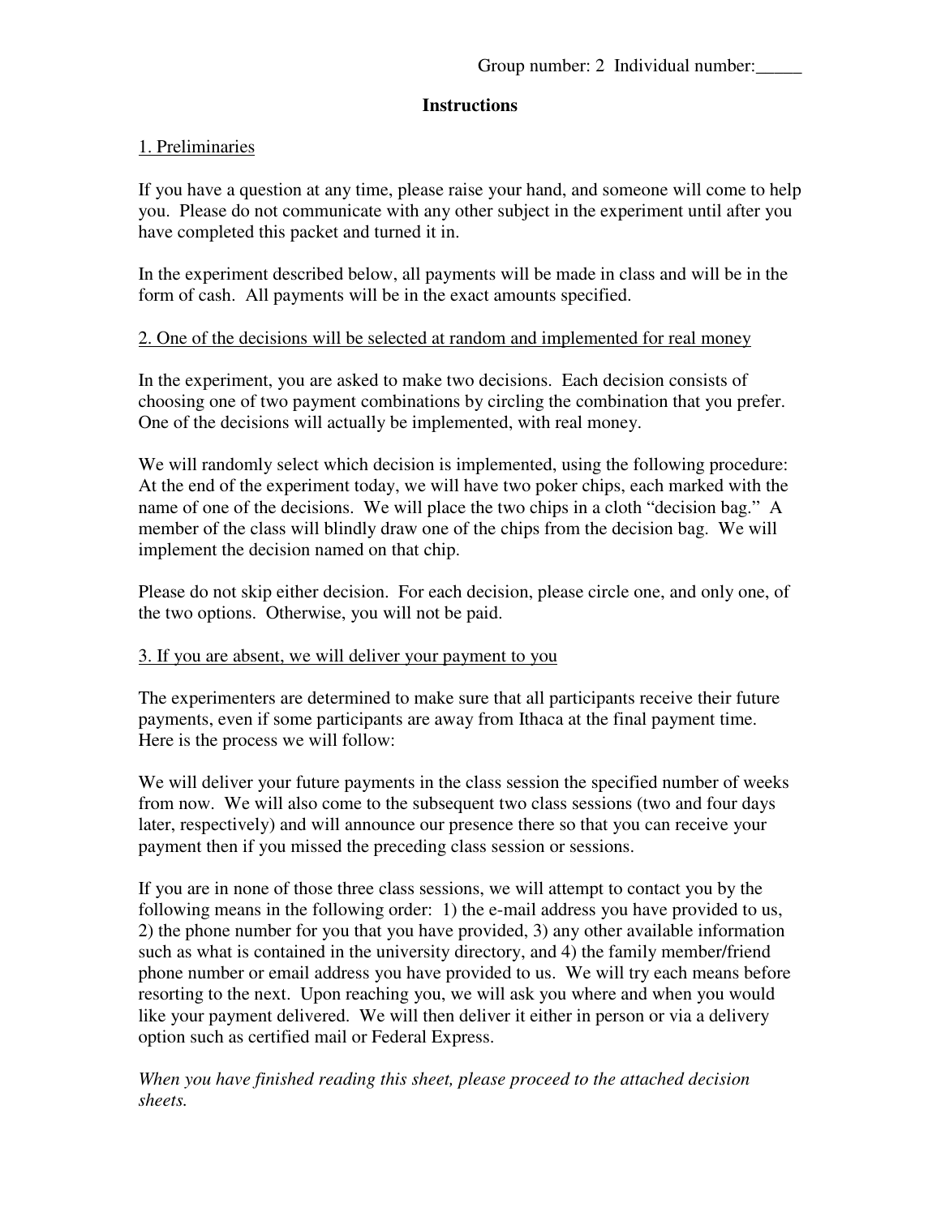Group number: 2 Individual number:_____

## Instructions

### 1. Preliminaries

If you have a question at any time, please raise your hand, and someone will come to help you. Please do not communicate with any other subject in the experiment until after you have completed this packet and turned it in.

In the experiment described below, all payments will be made in class and will be in the form of cash. All payments will be in the exact amounts specified.

### 2. One of the decisions will be selected at random and implemented for real money

In the experiment, you are asked to make two decisions. Each decision consists of choosing one of two payment combinations by circling the combination that you prefer. One of the decisions will actually be implemented, with real money.

We will randomly select which decision is implemented, using the following procedure: At the end of the experiment today, we will have two poker chips, each marked with the name of one of the decisions. We will place the two chips in a cloth "decision bag." A member of the class will blindly draw one of the chips from the decision bag. We will implement the decision named on that chip.

Please do not skip either decision. For each decision, please circle one, and only one, of the two options. Otherwise, you will not be paid.

### 3. If you are absent, we will deliver your payment to you

The experimenters are determined to make sure that all participants receive their future payments, even if some participants are away from Ithaca at the final payment time. Here is the process we will follow:

We will deliver your future payments in the class session the specified number of weeks from now. We will also come to the subsequent two class sessions (two and four days later, respectively) and will announce our presence there so that you can receive your payment then if you missed the preceding class session or sessions.

If you are in none of those three class sessions, we will attempt to contact you by the following means in the following order: 1) the e-mail address you have provided to us, 2) the phone number for you that you have provided, 3) any other available information such as what is contained in the university directory, and 4) the family member/friend phone number or email address you have provided to us. We will try each means before resorting to the next. Upon reaching you, we will ask you where and when you would like your payment delivered. We will then deliver it either in person or via a delivery option such as certified mail or Federal Express.

*When you have finished reading this sheet, please proceed to the attached decision sheets.*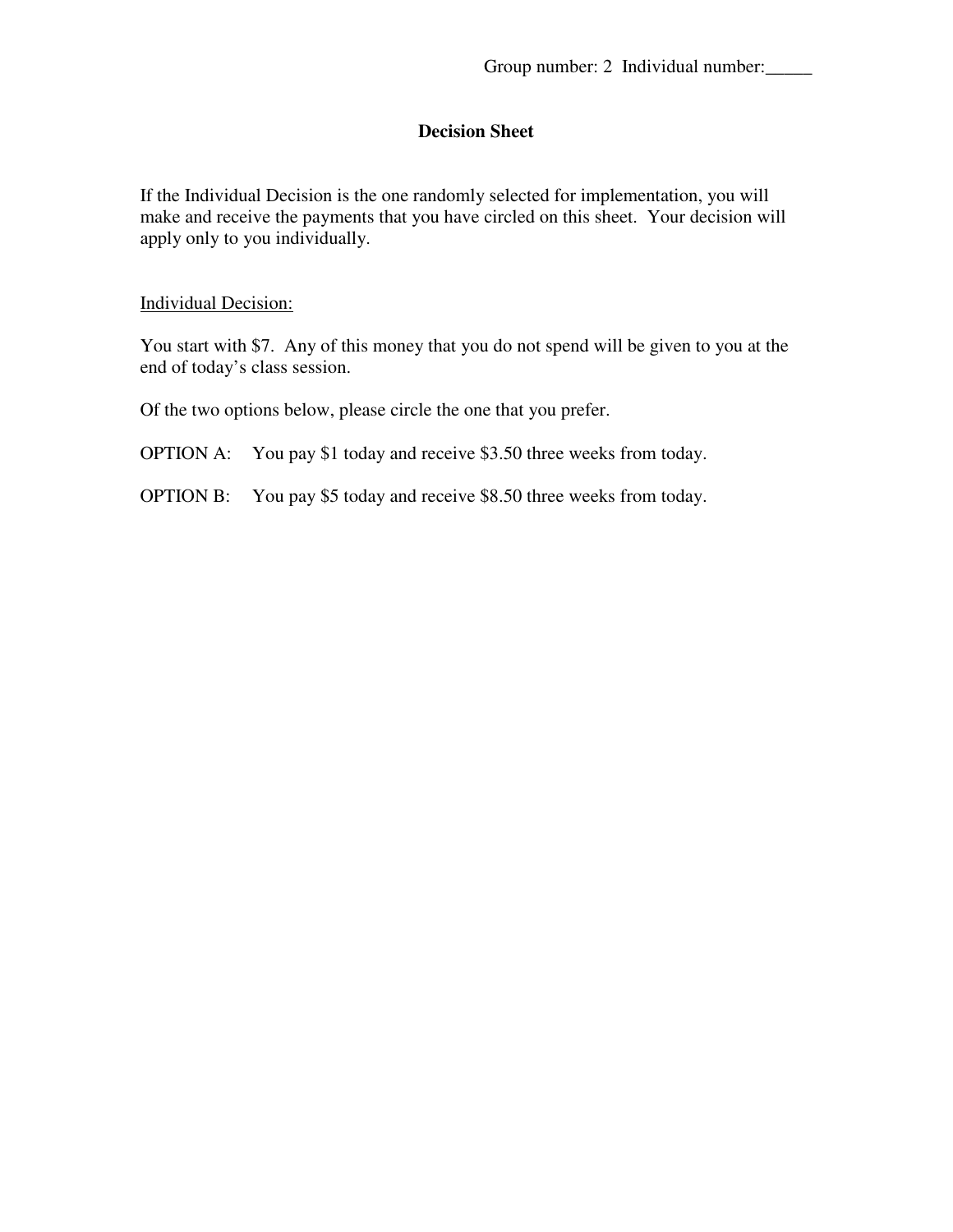Group number: 2  Individual number:_____

**Decision Sheet**

If the Individual Decision is the one randomly selected for implementation, you will make and receive the payments that you have circled on this sheet. Your decision will apply only to you individually.

Individual Decision:

You start with $7. Any of this money that you do not spend will be given to you at the end of today's class session.

Of the two options below, please circle the one that you prefer.

OPTION A: You pay $1 today and receive $3.50 three weeks from today.

OPTION B: You pay $5 today and receive $8.50 three weeks from today.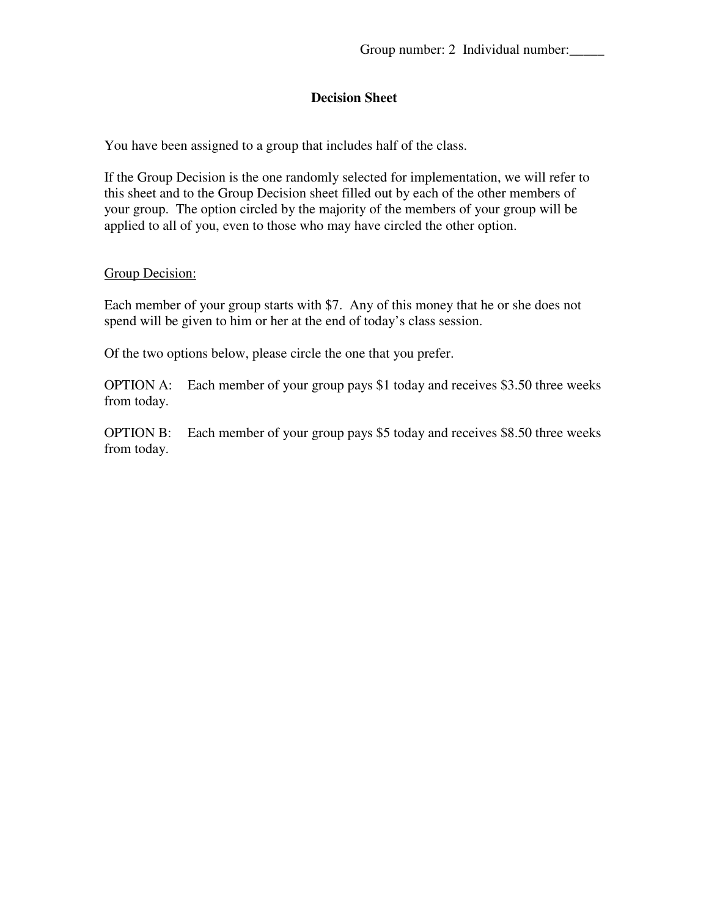Group number: 2 Individual number:_____

## Decision Sheet

You have been assigned to a group that includes half of the class.

If the Group Decision is the one randomly selected for implementation, we will refer to this sheet and to the Group Decision sheet filled out by each of the other members of your group. The option circled by the majority of the members of your group will be applied to all of you, even to those who may have circled the other option.

<u>Group Decision:</u>

Each member of your group starts with $7. Any of this money that he or she does not spend will be given to him or her at the end of today's class session.

Of the two options below, please circle the one that you prefer.

OPTION A: Each member of your group pays $1 today and receives $3.50 three weeks from today.

OPTION B: Each member of your group pays $5 today and receives $8.50 three weeks from today.